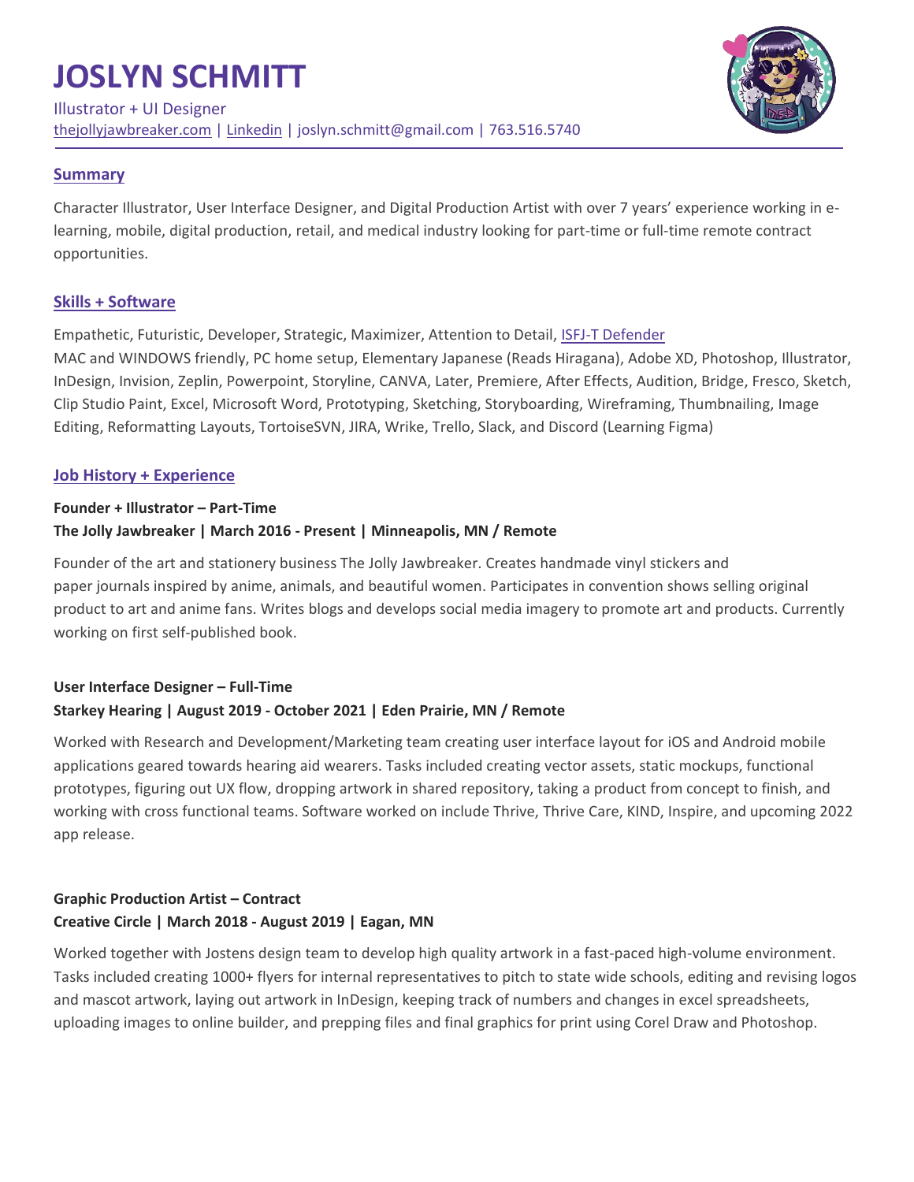# JOSLYN SCHMITT

Illustrator + UI Designer
thejollyjawbreaker.com | Linkedin | joslyn.schmitt@gmail.com | 763.516.5740

## Summary

Character Illustrator, User Interface Designer, and Digital Production Artist with over 7 years' experience working in e-learning, mobile, digital production, retail, and medical industry looking for part-time or full-time remote contract opportunities.

## Skills + Software

Empathetic, Futuristic, Developer, Strategic, Maximizer, Attention to Detail, ISFJ-T Defender
MAC and WINDOWS friendly, PC home setup, Elementary Japanese (Reads Hiragana), Adobe XD, Photoshop, Illustrator, InDesign, Invision, Zeplin, Powerpoint, Storyline, CANVA, Later, Premiere, After Effects, Audition, Bridge, Fresco, Sketch, Clip Studio Paint, Excel, Microsoft Word, Prototyping, Sketching, Storyboarding, Wireframing, Thumbnailing, Image Editing, Reformatting Layouts, TortoiseSVN, JIRA, Wrike, Trello, Slack, and Discord (Learning Figma)

## Job History + Experience

**Founder + Illustrator – Part-Time**
**The Jolly Jawbreaker | March 2016 - Present | Minneapolis, MN / Remote**

Founder of the art and stationery business The Jolly Jawbreaker. Creates handmade vinyl stickers and paper journals inspired by anime, animals, and beautiful women. Participates in convention shows selling original product to art and anime fans. Writes blogs and develops social media imagery to promote art and products. Currently working on first self-published book.

**User Interface Designer – Full-Time**
**Starkey Hearing | August 2019 - October 2021 | Eden Prairie, MN / Remote**

Worked with Research and Development/Marketing team creating user interface layout for iOS and Android mobile applications geared towards hearing aid wearers. Tasks included creating vector assets, static mockups, functional prototypes, figuring out UX flow, dropping artwork in shared repository, taking a product from concept to finish, and working with cross functional teams. Software worked on include Thrive, Thrive Care, KIND, Inspire, and upcoming 2022 app release.

**Graphic Production Artist – Contract**
**Creative Circle | March 2018 - August 2019 | Eagan, MN**

Worked together with Jostens design team to develop high quality artwork in a fast-paced high-volume environment. Tasks included creating 1000+ flyers for internal representatives to pitch to state wide schools, editing and revising logos and mascot artwork, laying out artwork in InDesign, keeping track of numbers and changes in excel spreadsheets, uploading images to online builder, and prepping files and final graphics for print using Corel Draw and Photoshop.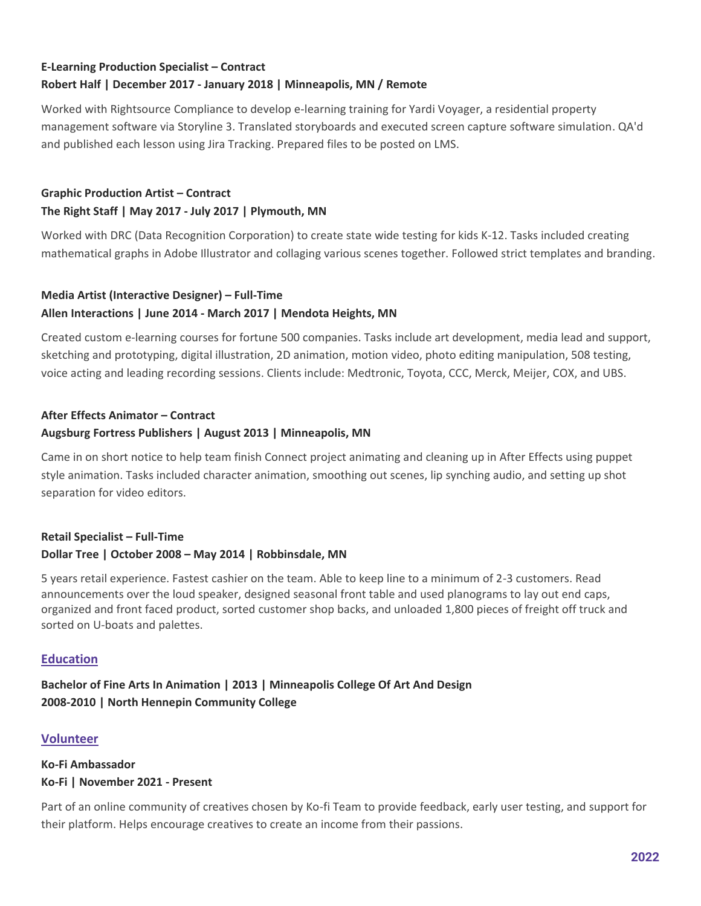**E-Learning Production Specialist – Contract**
**Robert Half | December 2017 - January 2018 | Minneapolis, MN / Remote**

Worked with Rightsource Compliance to develop e-learning training for Yardi Voyager, a residential property management software via Storyline 3. Translated storyboards and executed screen capture software simulation. QA'd and published each lesson using Jira Tracking. Prepared files to be posted on LMS.

**Graphic Production Artist – Contract**
**The Right Staff | May 2017 - July 2017 | Plymouth, MN**

Worked with DRC (Data Recognition Corporation) to create state wide testing for kids K-12. Tasks included creating mathematical graphs in Adobe Illustrator and collaging various scenes together. Followed strict templates and branding.

**Media Artist (Interactive Designer) – Full-Time**
**Allen Interactions | June 2014 - March 2017 | Mendota Heights, MN**

Created custom e-learning courses for fortune 500 companies. Tasks include art development, media lead and support, sketching and prototyping, digital illustration, 2D animation, motion video, photo editing manipulation, 508 testing, voice acting and leading recording sessions. Clients include: Medtronic, Toyota, CCC, Merck, Meijer, COX, and UBS.

**After Effects Animator – Contract**
**Augsburg Fortress Publishers | August 2013 | Minneapolis, MN**

Came in on short notice to help team finish Connect project animating and cleaning up in After Effects using puppet style animation. Tasks included character animation, smoothing out scenes, lip synching audio, and setting up shot separation for video editors.

**Retail Specialist – Full-Time**
**Dollar Tree | October 2008 – May 2014 | Robbinsdale, MN**

5 years retail experience. Fastest cashier on the team. Able to keep line to a minimum of 2-3 customers. Read announcements over the loud speaker, designed seasonal front table and used planograms to lay out end caps, organized and front faced product, sorted customer shop backs, and unloaded 1,800 pieces of freight off truck and sorted on U-boats and palettes.

## Education

**Bachelor of Fine Arts In Animation | 2013 | Minneapolis College Of Art And Design**
**2008-2010 | North Hennepin Community College**

## Volunteer

**Ko-Fi Ambassador**
**Ko-Fi | November 2021 - Present**

Part of an online community of creatives chosen by Ko-fi Team to provide feedback, early user testing, and support for their platform. Helps encourage creatives to create an income from their passions.

**2022**